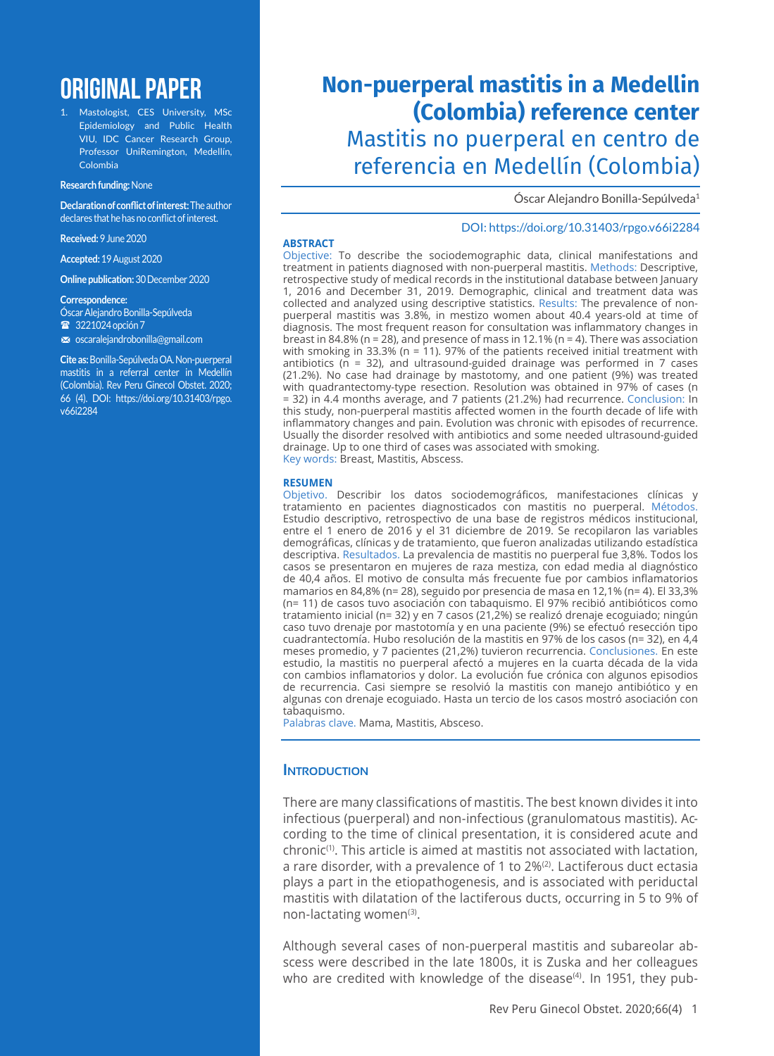# ORIGINAL PAPER

1. Mastologist, CES University, MSc Epidemiology and Public Health VIU, IDC Cancer Research Group, Professor UniRemington, Medellín, Colombia

**Research funding:** None

**Declaration of conflict of interest:** The author declares that he has no conflict of interest.

**Received:** 9 June 2020

**Accepted:** 19 August 2020

**Online publication:** 30 December 2020

**Correspondence:**
Óscar Alejandro Bonilla-Sepúlveda
☎ 3221024 opción 7
✉ oscaralejandrobonilla@gmail.com

**Cite as:** Bonilla-Sepúlveda OA. Non-puerperal mastitis in a referral center in Medellin (Colombia). Rev Peru Ginecol Obstet. 2020; 66 (4). DOI: https://doi.org/10.31403/rpgo.v66i2284

# Non-puerperal mastitis in a Medellin (Colombia) reference center

## Mastitis no puerperal en centro de referencia en Medellín (Colombia)

Óscar Alejandro Bonilla-Sepúlveda[1]

DOI: https://doi.org/10.31403/rpgo.v66i2284

### ABSTRACT

Objective: To describe the sociodemographic data, clinical manifestations and treatment in patients diagnosed with non-puerperal mastitis. Methods: Descriptive, retrospective study of medical records in the institutional database between January 1, 2016 and December 31, 2019. Demographic, clinical and treatment data was collected and analyzed using descriptive statistics. Results: The prevalence of non-puerperal mastitis was 3.8%, in mestizo women about 40.4 years-old at time of diagnosis. The most frequent reason for consultation was inflammatory changes in breast in 84.8% (n = 28), and presence of mass in 12.1% (n = 4). There was association with smoking in 33.3% (n = 11). 97% of the patients received initial treatment with antibiotics (n = 32), and ultrasound-guided drainage was performed in 7 cases (21.2%). No case had drainage by mastotomy, and one patient (9%) was treated with quadrantectomy-type resection. Resolution was obtained in 97% of cases (n = 32) in 4.4 months average, and 7 patients (21.2%) had recurrence. Conclusion: In this study, non-puerperal mastitis affected women in the fourth decade of life with inflammatory changes and pain. Evolution was chronic with episodes of recurrence. Usually the disorder resolved with antibiotics and some needed ultrasound-guided drainage. Up to one third of cases was associated with smoking.

Key words: Breast, Mastitis, Abscess.

### RESUMEN

Objetivo. Describir los datos sociodemográficos, manifestaciones clínicas y tratamiento en pacientes diagnosticados con mastitis no puerperal. Métodos. Estudio descriptivo, retrospectivo de una base de registros médicos institucional, entre el 1 enero de 2016 y el 31 diciembre de 2019. Se recopilaron las variables demográficas, clínicas y de tratamiento, que fueron analizadas utilizando estadística descriptiva. Resultados. La prevalencia de mastitis no puerperal fue 3,8%. Todos los casos se presentaron en mujeres de raza mestiza, con edad media al diagnóstico de 40,4 años. El motivo de consulta más frecuente fue por cambios inflamatorios mamarios en 84,8% (n= 28), seguido por presencia de masa en 12,1% (n= 4). El 33,3% (n= 11) de casos tuvo asociación con tabaquismo. El 97% recibió antibióticos como tratamiento inicial (n= 32) y en 7 casos (21,2%) se realizó drenaje ecoguiado; ningún caso tuvo drenaje por mastotomía y en una paciente (9%) se efectuó resección tipo cuadrantectomía. Hubo resolución de la mastitis en 97% de los casos (n= 32), en 4,4 meses promedio, y 7 pacientes (21,2%) tuvieron recurrencia. Conclusiones. En este estudio, la mastitis no puerperal afectó a mujeres en la cuarta década de la vida con cambios inflamatorios y dolor. La evolución fue crónica con algunos episodios de recurrencia. Casi siempre se resolvió la mastitis con manejo antibiótico y en algunas con drenaje ecoguiado. Hasta un tercio de los casos mostró asociación con tabaquismo.

Palabras clave. Mama, Mastitis, Absceso.

## Introduction

There are many classifications of mastitis. The best known divides it into infectious (puerperal) and non-infectious (granulomatous mastitis). According to the time of clinical presentation, it is considered acute and chronic[1]. This article is aimed at mastitis not associated with lactation, a rare disorder, with a prevalence of 1 to 2%[2]. Lactiferous duct ectasia plays a part in the etiopathogenesis, and is associated with periductal mastitis with dilatation of the lactiferous ducts, occurring in 5 to 9% of non-lactating women[3].

Although several cases of non-puerperal mastitis and subareolar abscess were described in the late 1800s, it is Zuska and her colleagues who are credited with knowledge of the disease[4]. In 1951, they pub-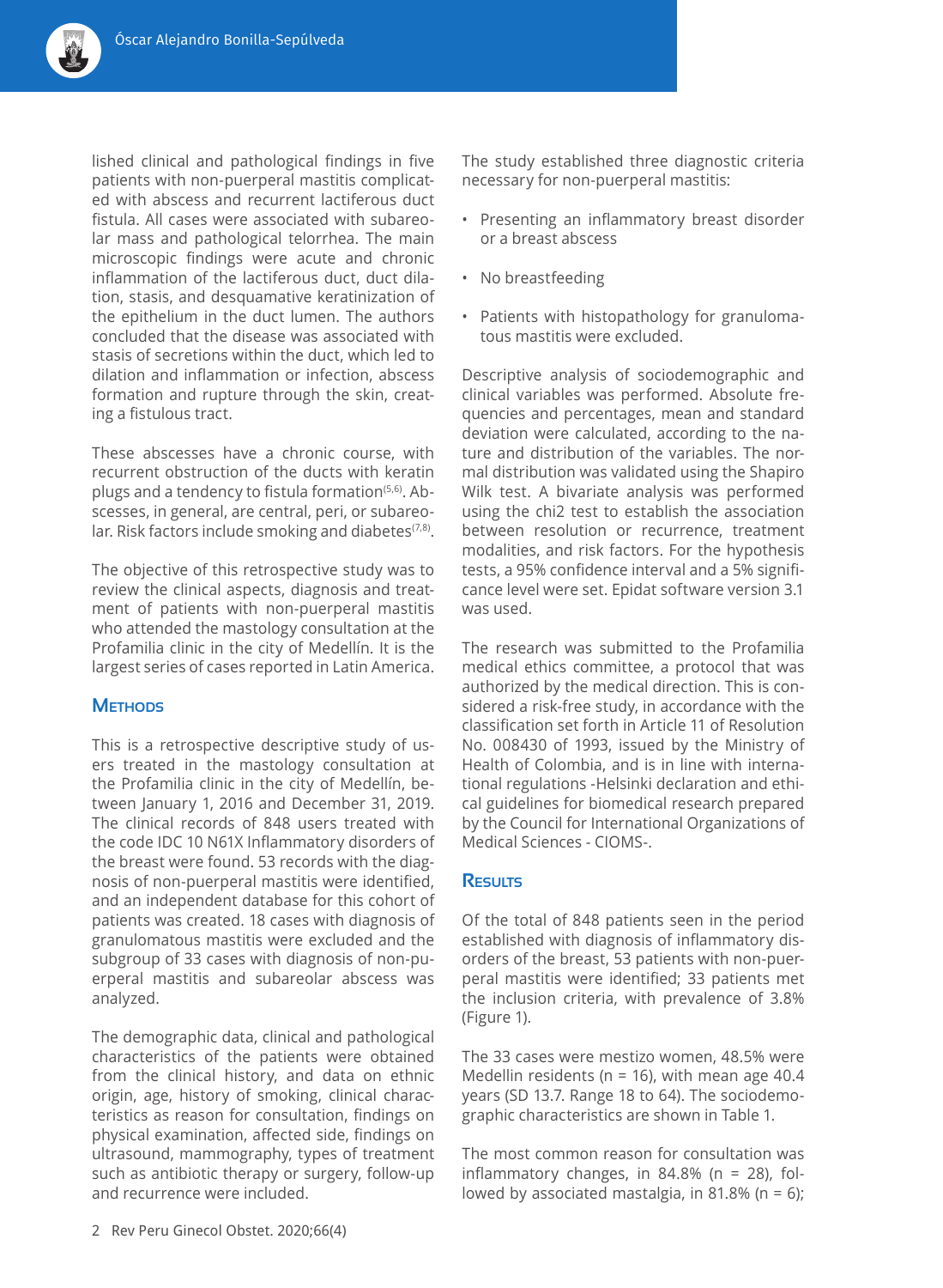lished clinical and pathological findings in five patients with non-puerperal mastitis complicated with abscess and recurrent lactiferous duct fistula. All cases were associated with subareolar mass and pathological telorrhea. The main microscopic findings were acute and chronic inflammation of the lactiferous duct, duct dilation, stasis, and desquamative keratinization of the epithelium in the duct lumen. The authors concluded that the disease was associated with stasis of secretions within the duct, which led to dilation and inflammation or infection, abscess formation and rupture through the skin, creating a fistulous tract.

These abscesses have a chronic course, with recurrent obstruction of the ducts with keratin plugs and a tendency to fistula formation[5,6]. Abscesses, in general, are central, peri, or subareolar. Risk factors include smoking and diabetes[7,8].

The objective of this retrospective study was to review the clinical aspects, diagnosis and treatment of patients with non-puerperal mastitis who attended the mastology consultation at the Profamilia clinic in the city of Medellín. It is the largest series of cases reported in Latin America.

## Methods

This is a retrospective descriptive study of users treated in the mastology consultation at the Profamilia clinic in the city of Medellín, between January 1, 2016 and December 31, 2019. The clinical records of 848 users treated with the code IDC 10 N61X Inflammatory disorders of the breast were found. 53 records with the diagnosis of non-puerperal mastitis were identified, and an independent database for this cohort of patients was created. 18 cases with diagnosis of granulomatous mastitis were excluded and the subgroup of 33 cases with diagnosis of non-puerperal mastitis and subareolar abscess was analyzed.

The demographic data, clinical and pathological characteristics of the patients were obtained from the clinical history, and data on ethnic origin, age, history of smoking, clinical characteristics as reason for consultation, findings on physical examination, affected side, findings on ultrasound, mammography, types of treatment such as antibiotic therapy or surgery, follow-up and recurrence were included.

The study established three diagnostic criteria necessary for non-puerperal mastitis:

- Presenting an inflammatory breast disorder or a breast abscess
- No breastfeeding
- Patients with histopathology for granulomatous mastitis were excluded.

Descriptive analysis of sociodemographic and clinical variables was performed. Absolute frequencies and percentages, mean and standard deviation were calculated, according to the nature and distribution of the variables. The normal distribution was validated using the Shapiro Wilk test. A bivariate analysis was performed using the chi2 test to establish the association between resolution or recurrence, treatment modalities, and risk factors. For the hypothesis tests, a 95% confidence interval and a 5% significance level were set. Epidat software version 3.1 was used.

The research was submitted to the Profamilia medical ethics committee, a protocol that was authorized by the medical direction. This is considered a risk-free study, in accordance with the classification set forth in Article 11 of Resolution No. 008430 of 1993, issued by the Ministry of Health of Colombia, and is in line with international regulations -Helsinki declaration and ethical guidelines for biomedical research prepared by the Council for International Organizations of Medical Sciences - CIOMS-.

## Results

Of the total of 848 patients seen in the period established with diagnosis of inflammatory disorders of the breast, 53 patients with non-puerperal mastitis were identified; 33 patients met the inclusion criteria, with prevalence of 3.8% (Figure 1).

The 33 cases were mestizo women, 48.5% were Medellin residents (n = 16), with mean age 40.4 years (SD 13.7. Range 18 to 64). The sociodemographic characteristics are shown in Table 1.

The most common reason for consultation was inflammatory changes, in 84.8% (n = 28), followed by associated mastalgia, in 81.8% (n = 6);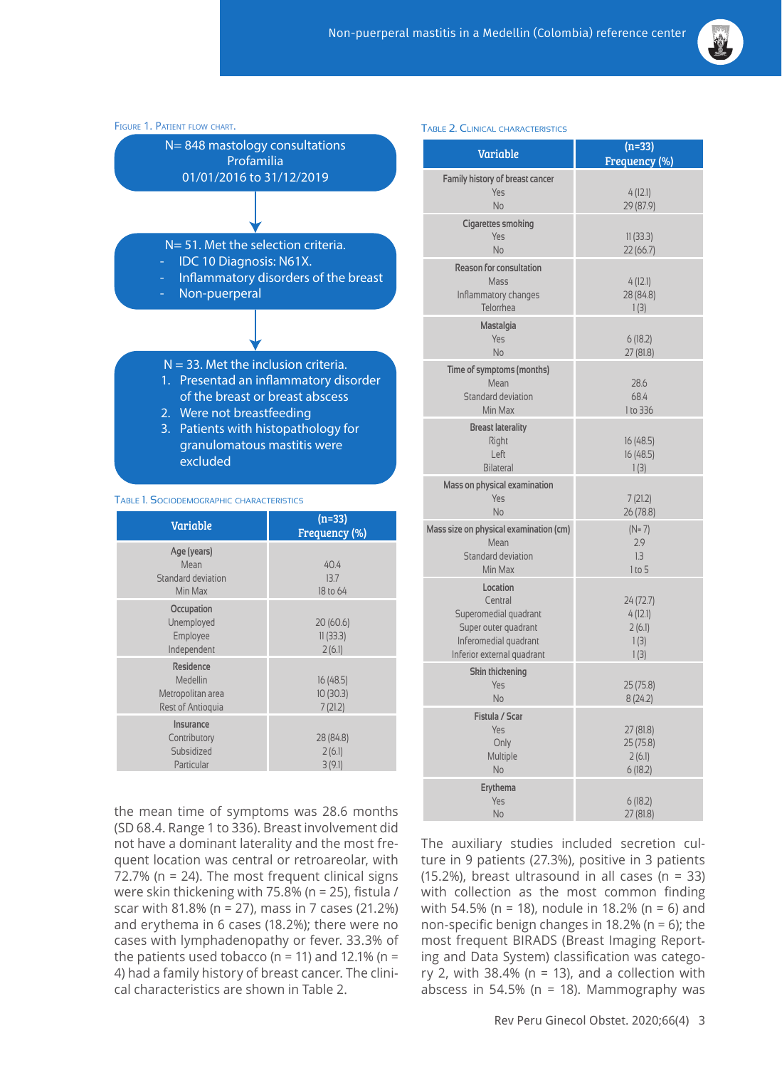Figure 1. Patient flow chart.

N= 848 mastology consultations
Profamilia
01/01/2016 to 31/12/2019

↓

N= 51. Met the selection criteria.
- IDC 10 Diagnosis: N61X.
- Inflammatory disorders of the breast
- Non-puerperal

↓

N = 33. Met the inclusion criteria.
1. Presentad an inflammatory disorder of the breast or breast abscess
2. Were not breastfeeding
3. Patients with histopathology for granulomatous mastitis were excluded

Table 1. Sociodemographic characteristics

| Variable | (n=33) Frequency (%) |
|---|---|
| **Age (years)** | |
| Mean | 40.4 |
| Standard deviation | 13.7 |
| Min Max | 18 to 64 |
| **Occupation** | |
| Unemployed | 20 (60.6) |
| Employee | 11 (33.3) |
| Independent | 2 (6.1) |
| **Residence** | |
| Medellin | 16 (48.5) |
| Metropolitan area | 10 (30.3) |
| Rest of Antioquia | 7 (21.2) |
| **Insurance** | |
| Contributory | 28 (84.8) |
| Subsidized | 2 (6.1) |
| Particular | 3 (9.1) |

the mean time of symptoms was 28.6 months (SD 68.4. Range 1 to 336). Breast involvement did not have a dominant laterality and the most frequent location was central or retroareolar, with 72.7% (n = 24). The most frequent clinical signs were skin thickening with 75.8% (n = 25), fistula / scar with 81.8% (n = 27), mass in 7 cases (21.2%) and erythema in 6 cases (18.2%); there were no cases with lymphadenopathy or fever. 33.3% of the patients used tobacco (n = 11) and 12.1% (n = 4) had a family history of breast cancer. The clinical characteristics are shown in Table 2.

Table 2. Clinical characteristics

| Variable | (n=33) Frequency (%) |
|---|---|
| **Family history of breast cancer** | |
| Yes | 4 (12.1) |
| No | 29 (87.9) |
| **Cigarettes smoking** | |
| Yes | 11 (33.3) |
| No | 22 (66.7) |
| **Reason for consultation** | |
| Mass | 4 (12.1) |
| Inflammatory changes | 28 (84.8) |
| Telorrhea | 1 (3) |
| **Mastalgia** | |
| Yes | 6 (18.2) |
| No | 27 (81.8) |
| **Time of symptoms (months)** | |
| Mean | 28.6 |
| Standard deviation | 68.4 |
| Min Max | 1 to 336 |
| **Breast laterality** | |
| Right | 16 (48.5) |
| Left | 16 (48.5) |
| Bilateral | 1 (3) |
| **Mass on physical examination** | |
| Yes | 7 (21.2) |
| No | 26 (78.8) |
| **Mass size on physical examination (cm)** | (N= 7) |
| Mean | 2.9 |
| Standard deviation | 1.3 |
| Min Max | 1 to 5 |
| **Location** | |
| Central | 24 (72.7) |
| Superomedial quadrant | 4 (12.1) |
| Super outer quadrant | 2 (6.1) |
| Inferomedial quadrant | 1 (3) |
| Inferior external quadrant | 1 (3) |
| **Skin thickening** | |
| Yes | 25 (75.8) |
| No | 8 (24.2) |
| **Fistula / Scar** | |
| Yes | 27 (81.8) |
| Only | 25 (75.8) |
| Multiple | 2 (6.1) |
| No | 6 (18.2) |
| **Erythema** | |
| Yes | 6 (18.2) |
| No | 27 (81.8) |

The auxiliary studies included secretion culture in 9 patients (27.3%), positive in 3 patients (15.2%), breast ultrasound in all cases (n = 33) with collection as the most common finding with 54.5% (n = 18), nodule in 18.2% (n = 6) and non-specific benign changes in 18.2% (n = 6); the most frequent BIRADS (Breast Imaging Reporting and Data System) classification was category 2, with 38.4% (n = 13), and a collection with abscess in 54.5% (n = 18). Mammography was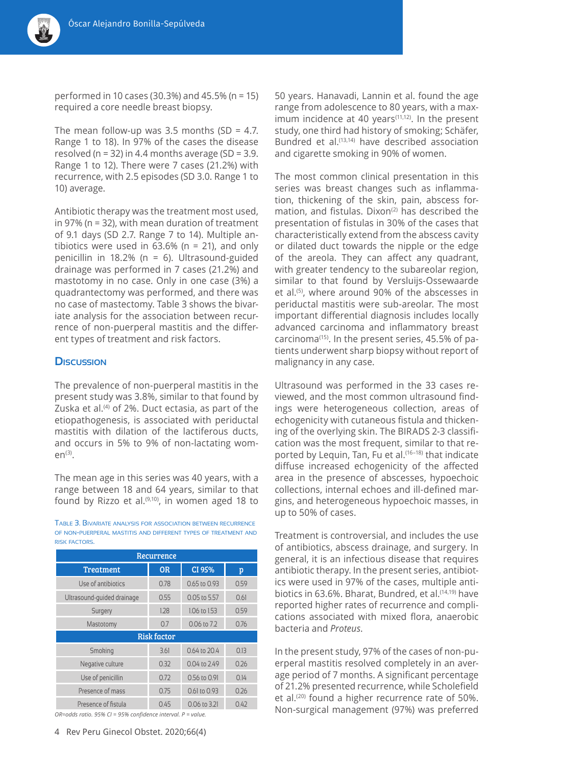performed in 10 cases (30.3%) and 45.5% (n = 15) required a core needle breast biopsy.

The mean follow-up was 3.5 months (SD = 4.7. Range 1 to 18). In 97% of the cases the disease resolved (n = 32) in 4.4 months average (SD = 3.9. Range 1 to 12). There were 7 cases (21.2%) with recurrence, with 2.5 episodes (SD 3.0. Range 1 to 10) average.

Antibiotic therapy was the treatment most used, in 97% (n = 32), with mean duration of treatment of 9.1 days (SD 2.7. Range 7 to 14). Multiple antibiotics were used in 63.6% (n = 21), and only penicillin in 18.2% (n = 6). Ultrasound-guided drainage was performed in 7 cases (21.2%) and mastotomy in no case. Only in one case (3%) a quadrantectomy was performed, and there was no case of mastectomy. Table 3 shows the bivariate analysis for the association between recurrence of non-puerperal mastitis and the different types of treatment and risk factors.

## Discussion

The prevalence of non-puerperal mastitis in the present study was 3.8%, similar to that found by Zuska et al.[4] of 2%. Duct ectasia, as part of the etiopathogenesis, is associated with periductal mastitis with dilation of the lactiferous ducts, and occurs in 5% to 9% of non-lactating women[3].

The mean age in this series was 40 years, with a range between 18 and 64 years, similar to that found by Rizzo et al.[9,10], in women aged 18 to 50 years. Hanavadi, Lannin et al. found the age range from adolescence to 80 years, with a maximum incidence at 40 years[11,12]. In the present study, one third had history of smoking; Schäfer, Bundred et al.[13,14] have described association and cigarette smoking in 90% of women.

Table 3. Bivariate analysis for association between recurrence of non-puerperal mastitis and different types of treatment and risk factors.

| Recurrence | | | |
|---|---|---|---|
| **Treatment** | **OR** | **CI 95%** | **p** |
| Use of antibiotics | 0.78 | 0.65 to 0.93 | 0.59 |
| Ultrasound-guided drainage | 0.55 | 0.05 to 5.57 | 0.61 |
| Surgery | 1.28 | 1.06 to 1.53 | 0.59 |
| Mastotomy | 0.7 | 0.06 to 7.2 | 0.76 |
| **Risk factor** | | | |
| Smoking | 3.61 | 0.64 to 20.4 | 0.13 |
| Negative culture | 0.32 | 0.04 to 2.49 | 0.26 |
| Use of penicillin | 0.72 | 0.56 to 0.91 | 0.14 |
| Presence of mass | 0.75 | 0.61 to 0.93 | 0.26 |
| Presence of fistula | 0.45 | 0.06 to 3.21 | 0.42 |

*OR=odds ratio. 95% CI = 95% confidence interval. P = value.*

The most common clinical presentation in this series was breast changes such as inflammation, thickening of the skin, pain, abscess formation, and fistulas. Dixon[2] has described the presentation of fistulas in 30% of the cases that characteristically extend from the abscess cavity or dilated duct towards the nipple or the edge of the areola. They can affect any quadrant, with greater tendency to the subareolar region, similar to that found by Versluijs-Ossewaarde et al.[5], where around 90% of the abscesses in periductal mastitis were sub-areolar. The most important differential diagnosis includes locally advanced carcinoma and inflammatory breast carcinoma[15]. In the present series, 45.5% of patients underwent sharp biopsy without report of malignancy in any case.

Ultrasound was performed in the 33 cases reviewed, and the most common ultrasound findings were heterogeneous collection, areas of echogenicity with cutaneous fistula and thickening of the overlying skin. The BIRADS 2-3 classification was the most frequent, similar to that reported by Lequin, Tan, Fu et al.[16-18] that indicate diffuse increased echogenicity of the affected area in the presence of abscesses, hypoechoic collections, internal echoes and ill-defined margins, and heterogeneous hypoechoic masses, in up to 50% of cases.

Treatment is controversial, and includes the use of antibiotics, abscess drainage, and surgery. In general, it is an infectious disease that requires antibiotic therapy. In the present series, antibiotics were used in 97% of the cases, multiple antibiotics in 63.6%. Bharat, Bundred, et al.[14,19] have reported higher rates of recurrence and complications associated with mixed flora, anaerobic bacteria and *Proteus*.

In the present study, 97% of the cases of non-puerperal mastitis resolved completely in an average period of 7 months. A significant percentage of 21.2% presented recurrence, while Scholefield et al.[20] found a higher recurrence rate of 50%. Non-surgical management (97%) was preferred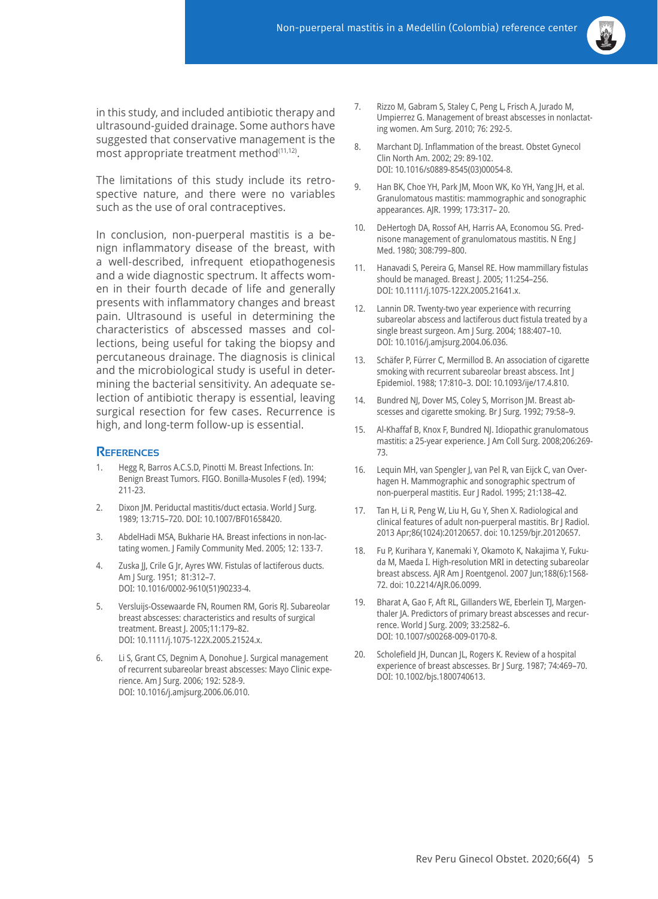in this study, and included antibiotic therapy and ultrasound-guided drainage. Some authors have suggested that conservative management is the most appropriate treatment method[11,12].

The limitations of this study include its retrospective nature, and there were no variables such as the use of oral contraceptives.

In conclusion, non-puerperal mastitis is a benign inflammatory disease of the breast, with a well-described, infrequent etiopathogenesis and a wide diagnostic spectrum. It affects women in their fourth decade of life and generally presents with inflammatory changes and breast pain. Ultrasound is useful in determining the characteristics of abscessed masses and collections, being useful for taking the biopsy and percutaneous drainage. The diagnosis is clinical and the microbiological study is useful in determining the bacterial sensitivity. An adequate selection of antibiotic therapy is essential, leaving surgical resection for few cases. Recurrence is high, and long-term follow-up is essential.

## References

1. Hegg R, Barros A.C.S.D, Pinotti M. Breast Infections. In: Benign Breast Tumors. FIGO. Bonilla-Musoles F (ed). 1994; 211-23.
2. Dixon JM. Periductal mastitis/duct ectasia. World J Surg. 1989; 13:715–720. DOI: 10.1007/BF01658420.
3. AbdelHadi MSA, Bukharie HA. Breast infections in non-lactating women. J Family Community Med. 2005; 12: 133-7.
4. Zuska JJ, Crile G Jr, Ayres WW. Fistulas of lactiferous ducts. Am J Surg. 1951; 81:312–7. DOI: 10.1016/0002-9610(51)90233-4.
5. Versluijs-Ossewaarde FN, Roumen RM, Goris RJ. Subareolar breast abscesses: characteristics and results of surgical treatment. Breast J. 2005;11:179–82. DOI: 10.1111/j.1075-122X.2005.21524.x.
6. Li S, Grant CS, Degnim A, Donohue J. Surgical management of recurrent subareolar breast abscesses: Mayo Clinic experience. Am J Surg. 2006; 192: 528-9. DOI: 10.1016/j.amjsurg.2006.06.010.
7. Rizzo M, Gabram S, Staley C, Peng L, Frisch A, Jurado M, Umpierrez G. Management of breast abscesses in nonlactating women. Am Surg. 2010; 76: 292-5.
8. Marchant DJ. Inflammation of the breast. Obstet Gynecol Clin North Am. 2002; 29: 89-102. DOI: 10.1016/s0889-8545(03)00054-8.
9. Han BK, Choe YH, Park JM, Moon WK, Ko YH, Yang JH, et al. Granulomatous mastitis: mammographic and sonographic appearances. AJR. 1999; 173:317– 20.
10. DeHertogh DA, Rossof AH, Harris AA, Economou SG. Prednisone management of granulomatous mastitis. N Eng J Med. 1980; 308:799–800.
11. Hanavadi S, Pereira G, Mansel RE. How mammillary fistulas should be managed. Breast J. 2005; 11:254–256. DOI: 10.1111/j.1075-122X.2005.21641.x.
12. Lannin DR. Twenty-two year experience with recurring subareolar abscess and lactiferous duct fistula treated by a single breast surgeon. Am J Surg. 2004; 188:407–10. DOI: 10.1016/j.amjsurg.2004.06.036.
13. Schäfer P, Fürrer C, Mermillod B. An association of cigarette smoking with recurrent subareolar breast abscess. Int J Epidemiol. 1988; 17:810–3. DOI: 10.1093/ije/17.4.810.
14. Bundred NJ, Dover MS, Coley S, Morrison JM. Breast abscesses and cigarette smoking. Br J Surg. 1992; 79:58–9.
15. Al-Khaffaf B, Knox F, Bundred NJ. Idiopathic granulomatous mastitis: a 25-year experience. J Am Coll Surg. 2008;206:269-73.
16. Lequin MH, van Spengler J, van Pel R, van Eijck C, van Overhagen H. Mammographic and sonographic spectrum of non-puerperal mastitis. Eur J Radol. 1995; 21:138–42.
17. Tan H, Li R, Peng W, Liu H, Gu Y, Shen X. Radiological and clinical features of adult non-puerperal mastitis. Br J Radiol. 2013 Apr;86(1024):20120657. doi: 10.1259/bjr.20120657.
18. Fu P, Kurihara Y, Kanemaki Y, Okamoto K, Nakajima Y, Fukuda M, Maeda I. High-resolution MRI in detecting subareolar breast abscess. AJR Am J Roentgenol. 2007 Jun;188(6):1568-72. doi: 10.2214/AJR.06.0099.
19. Bharat A, Gao F, Aft RL, Gillanders WE, Eberlein TJ, Margenthaler JA. Predictors of primary breast abscesses and recurrence. World J Surg. 2009; 33:2582–6. DOI: 10.1007/s00268-009-0170-8.
20. Scholefield JH, Duncan JL, Rogers K. Review of a hospital experience of breast abscesses. Br J Surg. 1987; 74:469–70. DOI: 10.1002/bjs.1800740613.